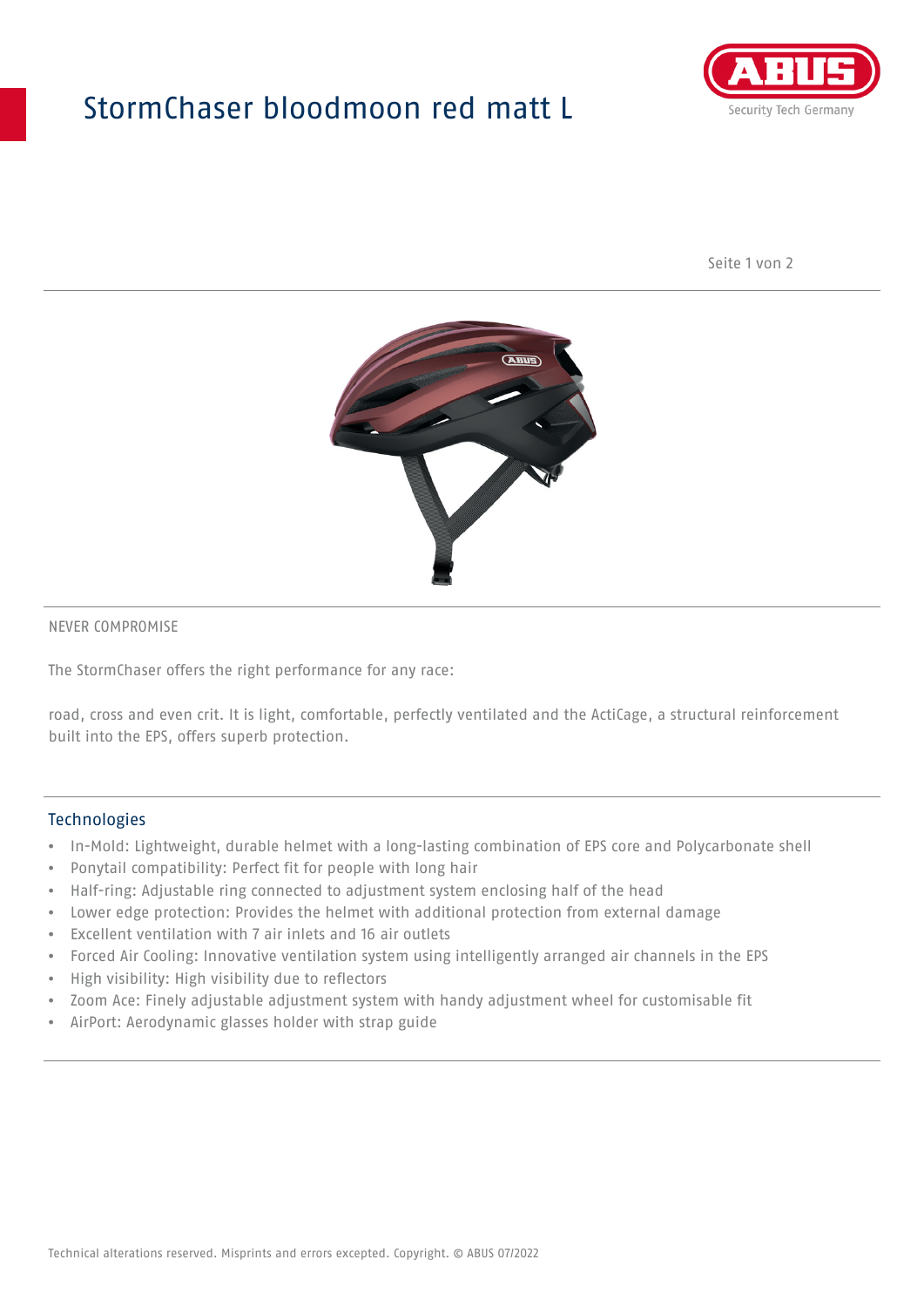# StormChaser bloodmoon red matt L

NEVER COMPROMISE

The StormChaser offers the right performance for any race:

road, cross and even crit. It is light, comfortable, perfectly ventilated and the ActiCage, a structural reinforcement built into the EPS, offers superb protection.

## Technologies

- In-Mold: Lightweight, durable helmet with a long-lasting combination of EPS core and Polycarbonate shell
- Ponytail compatibility: Perfect fit for people with long hair
- Half-ring: Adjustable ring connected to adjustment system enclosing half of the head
- Lower edge protection: Provides the helmet with additional protection from external damage
- Excellent ventilation with 7 air inlets and 16 air outlets
- Forced Air Cooling: Innovative ventilation system using intelligently arranged air channels in the EPS
- High visibility: High visibility due to reflectors
- Zoom Ace: Finely adjustable adjustment system with handy adjustment wheel for customisable fit
- AirPort: Aerodynamic glasses holder with strap guide

Technical alterations reserved. Misprints and errors excepted. Copyright. © ABUS 07/2022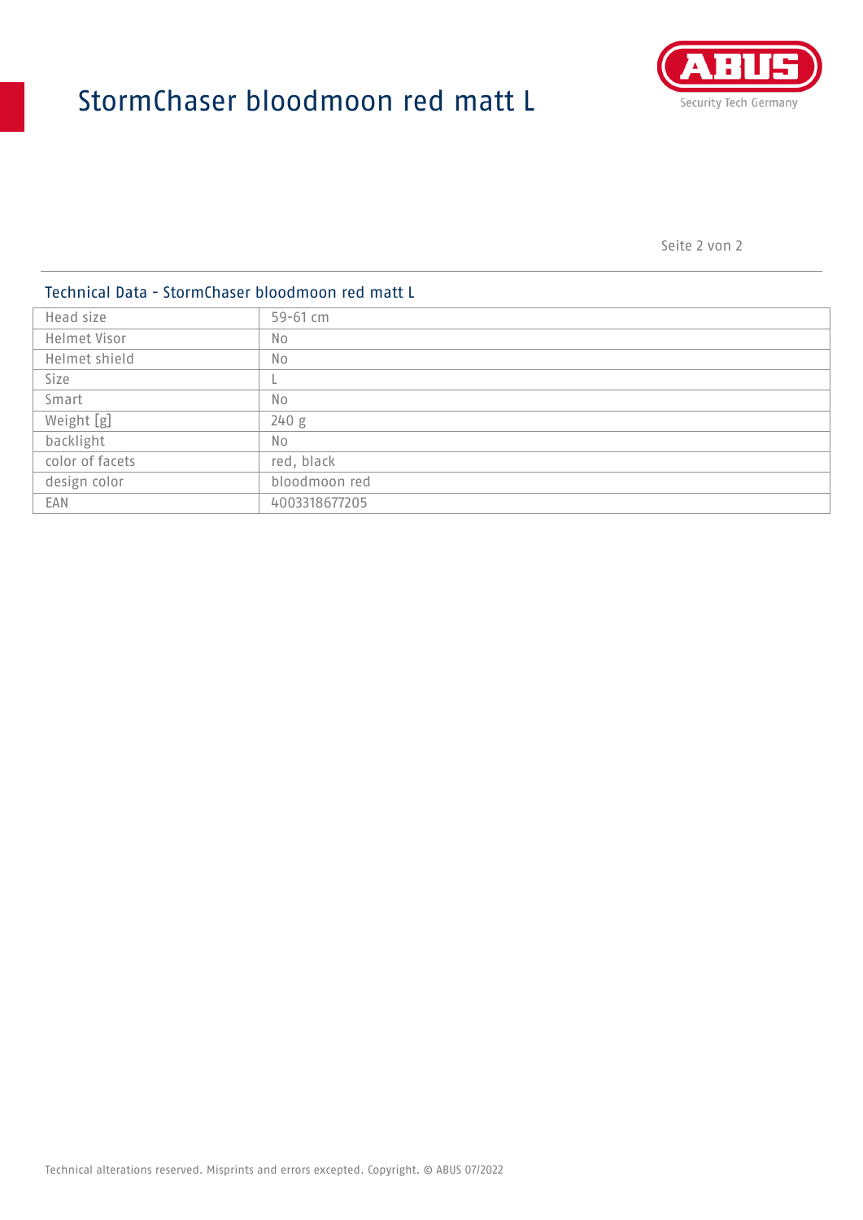# StormChaser bloodmoon red matt L

## Technical Data - StormChaser bloodmoon red matt L

| | |
|---|---|
| Head size | 59-61 cm |
| Helmet Visor | No |
| Helmet shield | No |
| Size | L |
| Smart | No |
| Weight [g] | 240 g |
| backlight | No |
| color of facets | red, black |
| design color | bloodmoon red |
| EAN | 4003318677205 |

Technical alterations reserved. Misprints and errors excepted. Copyright. © ABUS 07/2022